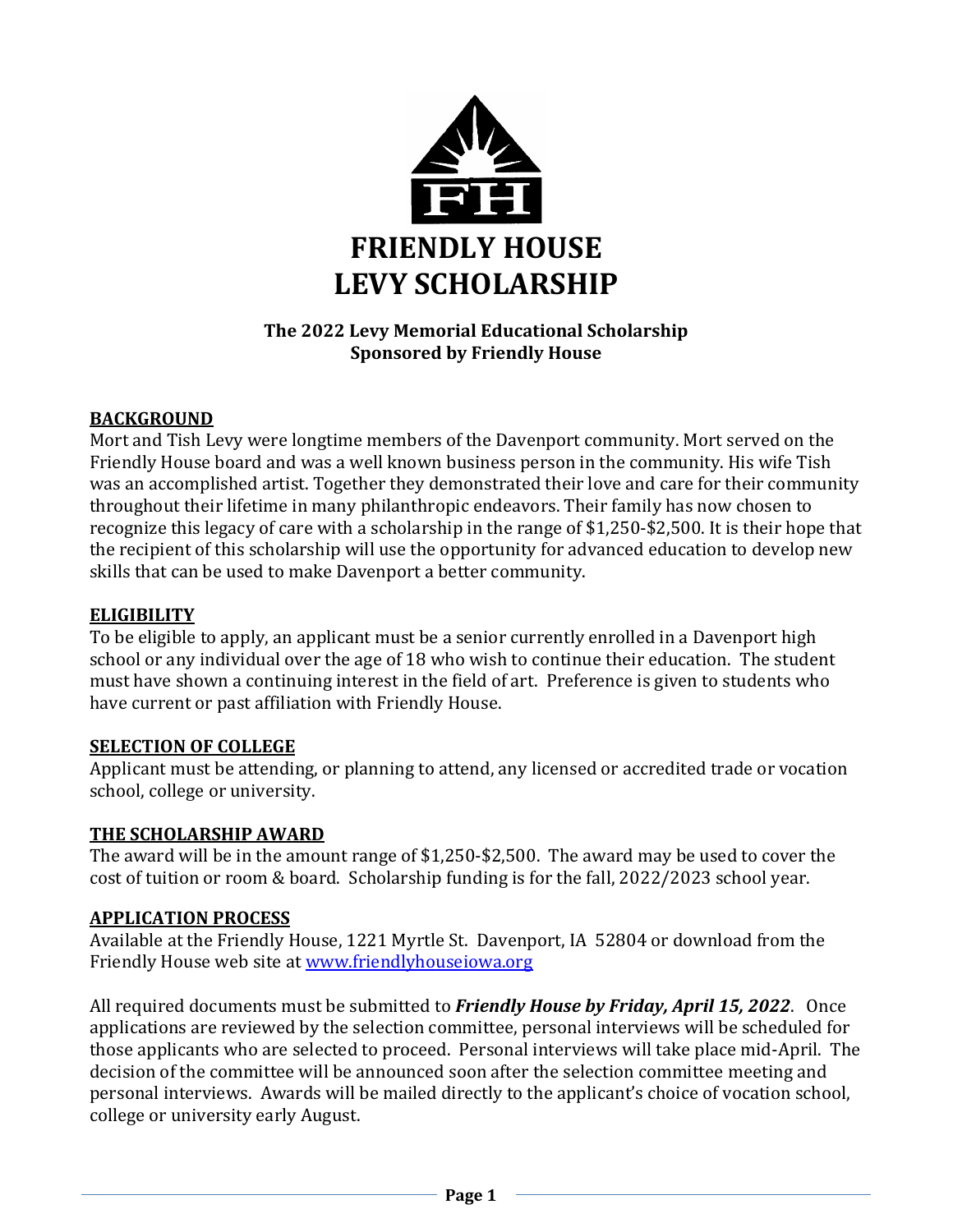# FRIENDLY HOUSE
# LEVY SCHOLARSHIP

**The 2022 Levy Memorial Educational Scholarship**
**Sponsored by Friendly House**

## BACKGROUND

Mort and Tish Levy were longtime members of the Davenport community. Mort served on the Friendly House board and was a well known business person in the community. His wife Tish was an accomplished artist. Together they demonstrated their love and care for their community throughout their lifetime in many philanthropic endeavors. Their family has now chosen to recognize this legacy of care with a scholarship in the range of $1,250-$2,500. It is their hope that the recipient of this scholarship will use the opportunity for advanced education to develop new skills that can be used to make Davenport a better community.

## ELIGIBILITY

To be eligible to apply, an applicant must be a senior currently enrolled in a Davenport high school or any individual over the age of 18 who wish to continue their education. The student must have shown a continuing interest in the field of art. Preference is given to students who have current or past affiliation with Friendly House.

## SELECTION OF COLLEGE

Applicant must be attending, or planning to attend, any licensed or accredited trade or vocation school, college or university.

## THE SCHOLARSHIP AWARD

The award will be in the amount range of $1,250-$2,500. The award may be used to cover the cost of tuition or room & board. Scholarship funding is for the fall, 2022/2023 school year.

## APPLICATION PROCESS

Available at the Friendly House, 1221 Myrtle St. Davenport, IA 52804 or download from the Friendly House web site at [www.friendlyhouseiowa.org](http://www.friendlyhouseiowa.org)

All required documents must be submitted to ***Friendly House by Friday, April 15, 2022***. Once applications are reviewed by the selection committee, personal interviews will be scheduled for those applicants who are selected to proceed. Personal interviews will take place mid-April. The decision of the committee will be announced soon after the selection committee meeting and personal interviews. Awards will be mailed directly to the applicant's choice of vocation school, college or university early August.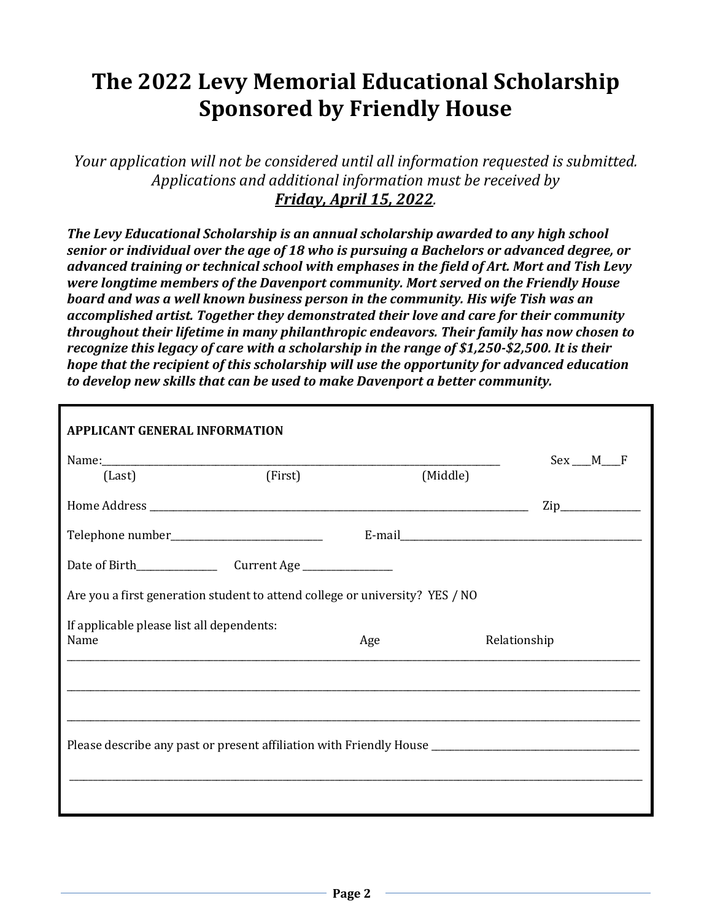# The 2022 Levy Memorial Educational Scholarship Sponsored by Friendly House

*Your application will not be considered until all information requested is submitted. Applications and additional information must be received by* ***Friday, April 15, 2022****.*

***The Levy Educational Scholarship is an annual scholarship awarded to any high school senior or individual over the age of 18 who is pursuing a Bachelors or advanced degree, or advanced training or technical school with emphases in the field of Art. Mort and Tish Levy were longtime members of the Davenport community. Mort served on the Friendly House board and was a well known business person in the community. His wife Tish was an accomplished artist. Together they demonstrated their love and care for their community throughout their lifetime in many philanthropic endeavors. Their family has now chosen to recognize this legacy of care with a scholarship in the range of $1,250-$2,500. It is their hope that the recipient of this scholarship will use the opportunity for advanced education to develop new skills that can be used to make Davenport a better community.***

**APPLICANT GENERAL INFORMATION**

Name:______________________________________________________________ Sex ___M___F
(Last) (First) (Middle)

Home Address ______________________________________________________________ Zip______________

Telephone number__________________________ E-mail________________________________________

Date of Birth______________ Current Age _______________

Are you a first generation student to attend college or university? YES / NO

If applicable please list all dependents:

Name Age Relationship

______________________________________________________________________________________

______________________________________________________________________________________

______________________________________________________________________________________

Please describe any past or present affiliation with Friendly House ___________________________________

______________________________________________________________________________________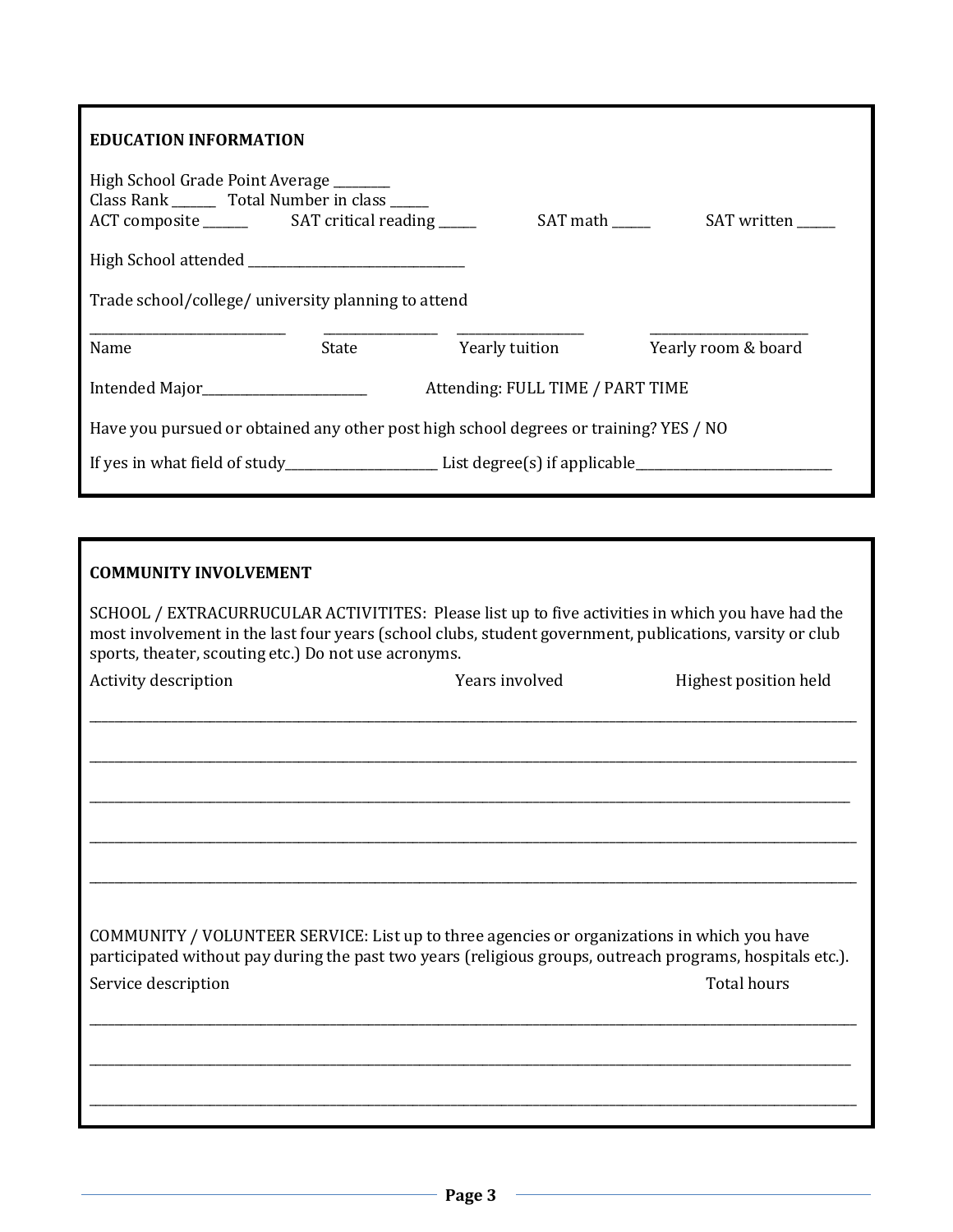**EDUCATION INFORMATION**

High School Grade Point Average _________
Class Rank _______ Total Number in class ______
ACT composite _______ SAT critical reading ______ SAT math ______ SAT written ______

High School attended __________________________________

Trade school/college/ university planning to attend

| _______________________________ | __________________ | ____________________ | _________________________ |
|---|---|---|---|
| Name | State | Yearly tuition | Yearly room & board |

Intended Major__________________________ Attending: FULL TIME / PART TIME

Have you pursued or obtained any other post high school degrees or training? YES / NO

If yes in what field of study________________________ List degree(s) if applicable______________________________

**COMMUNITY INVOLVEMENT**

SCHOOL / EXTRACURRUCULAR ACTIVITITES: Please list up to five activities in which you have had the most involvement in the last four years (school clubs, student government, publications, varsity or club sports, theater, scouting etc.) Do not use acronyms.

| Activity description | Years involved | Highest position held |
|---|---|---|
| | | |
| | | |
| | | |
| | | |
| | | |

COMMUNITY / VOLUNTEER SERVICE: List up to three agencies or organizations in which you have participated without pay during the past two years (religious groups, outreach programs, hospitals etc.).

| Service description | Total hours |
|---|---|
| | |
| | |
| | |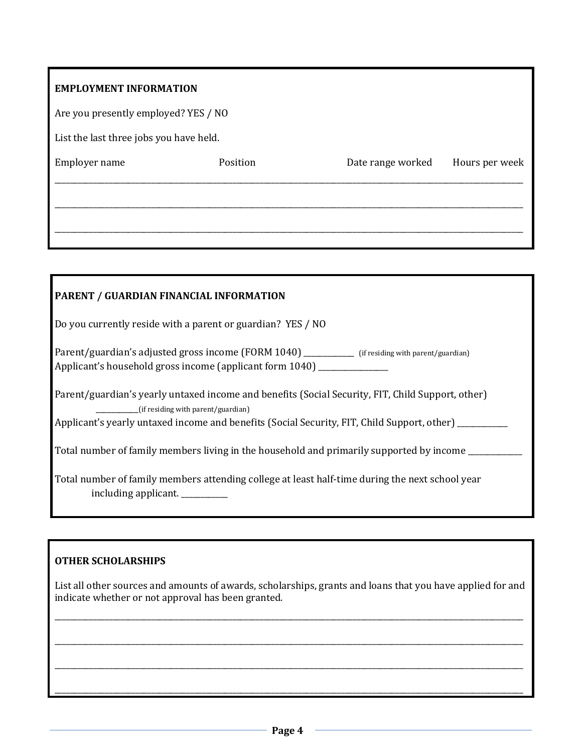## EMPLOYMENT INFORMATION

Are you presently employed? YES / NO

List the last three jobs you have held.

| Employer name | Position | Date range worked | Hours per week |
|---|---|---|---|
| | | | |
| | | | |
| | | | |

## PARENT / GUARDIAN FINANCIAL INFORMATION

Do you currently reside with a parent or guardian? YES / NO

Parent/guardian's adjusted gross income (FORM 1040) ____________ (if residing with parent/guardian)
Applicant's household gross income (applicant form 1040) ________________

Parent/guardian's yearly untaxed income and benefits (Social Security, FIT, Child Support, other) ____________(if residing with parent/guardian)
Applicant's yearly untaxed income and benefits (Social Security, FIT, Child Support, other) ____________

Total number of family members living in the household and primarily supported by income ____________

Total number of family members attending college at least half-time during the next school year including applicant. ___________

## OTHER SCHOLARSHIPS

List all other sources and amounts of awards, scholarships, grants and loans that you have applied for and indicate whether or not approval has been granted.

______________________________________________________________________________

______________________________________________________________________________

______________________________________________________________________________

______________________________________________________________________________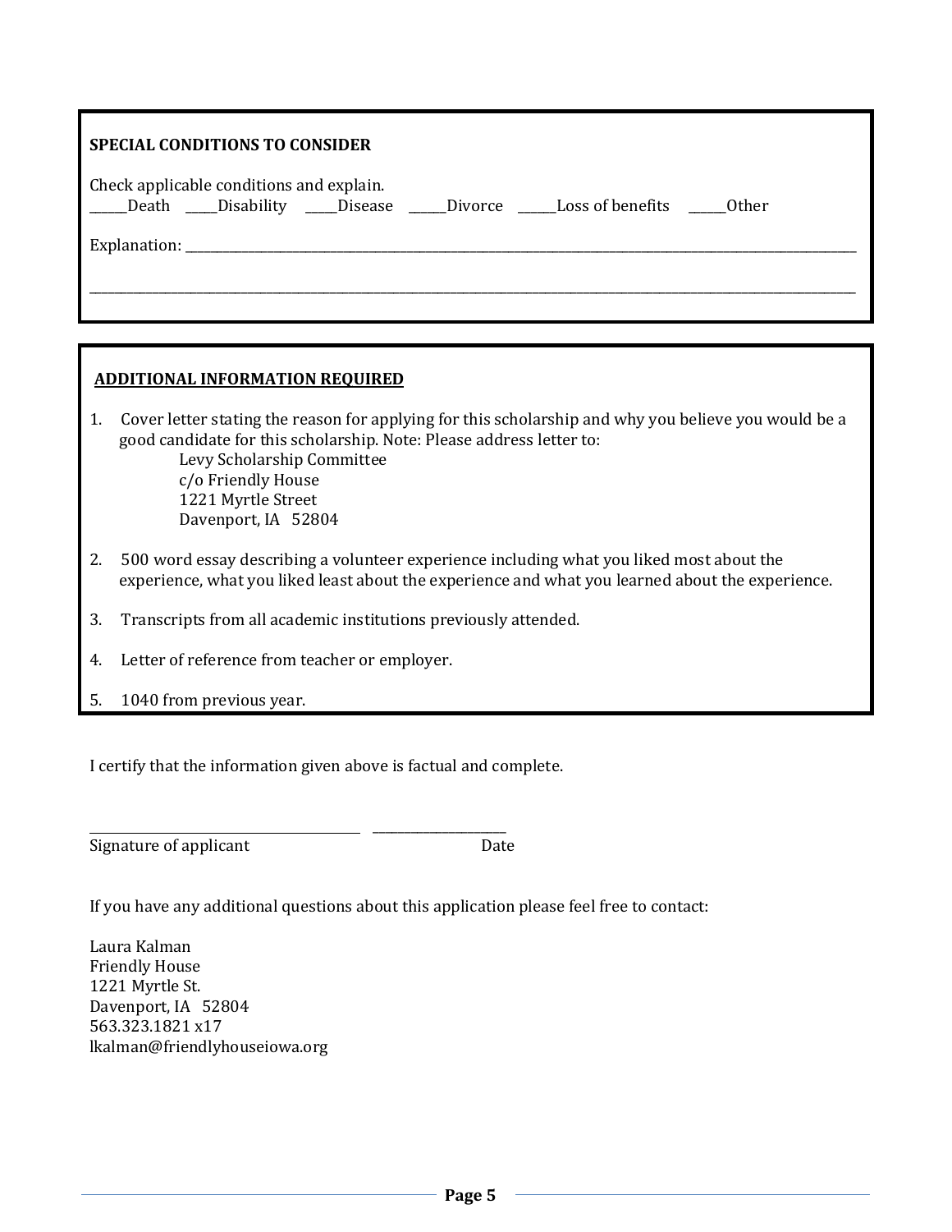**SPECIAL CONDITIONS TO CONSIDER**

Check applicable conditions and explain.
\_\_\_\_\_\_Death \_\_\_\_\_Disability \_\_\_\_\_Disease \_\_\_\_\_\_Divorce \_\_\_\_\_\_Loss of benefits \_\_\_\_\_\_Other

Explanation: \_\_\_\_\_\_\_\_\_\_\_\_\_\_\_\_\_\_\_\_\_\_\_\_\_\_\_\_\_\_\_\_\_\_\_\_\_\_\_\_\_\_\_\_\_\_\_\_\_\_\_\_\_\_\_\_\_\_\_\_\_\_\_\_\_\_\_\_\_\_\_\_\_\_\_\_\_\_

\_\_\_\_\_\_\_\_\_\_\_\_\_\_\_\_\_\_\_\_\_\_\_\_\_\_\_\_\_\_\_\_\_\_\_\_\_\_\_\_\_\_\_\_\_\_\_\_\_\_\_\_\_\_\_\_\_\_\_\_\_\_\_\_\_\_\_\_\_\_\_\_\_\_\_\_\_\_\_\_\_\_\_\_\_\_\_\_

**ADDITIONAL INFORMATION REQUIRED**

1. Cover letter stating the reason for applying for this scholarship and why you believe you would be a good candidate for this scholarship. Note: Please address letter to:
   Levy Scholarship Committee
   c/o Friendly House
   1221 Myrtle Street
   Davenport, IA 52804

2. 500 word essay describing a volunteer experience including what you liked most about the experience, what you liked least about the experience and what you learned about the experience.

3. Transcripts from all academic institutions previously attended.

4. Letter of reference from teacher or employer.

5. 1040 from previous year.

I certify that the information given above is factual and complete.

\_\_\_\_\_\_\_\_\_\_\_\_\_\_\_\_\_\_\_\_\_\_\_\_\_\_\_\_\_\_\_\_\_\_\_\_\_\_\_\_ \_\_\_\_\_\_\_\_\_\_\_\_\_\_\_\_\_\_\_\_
Signature of applicant Date

If you have any additional questions about this application please feel free to contact:

Laura Kalman
Friendly House
1221 Myrtle St.
Davenport, IA 52804
563.323.1821 x17
lkalman@friendlyhouseiowa.org